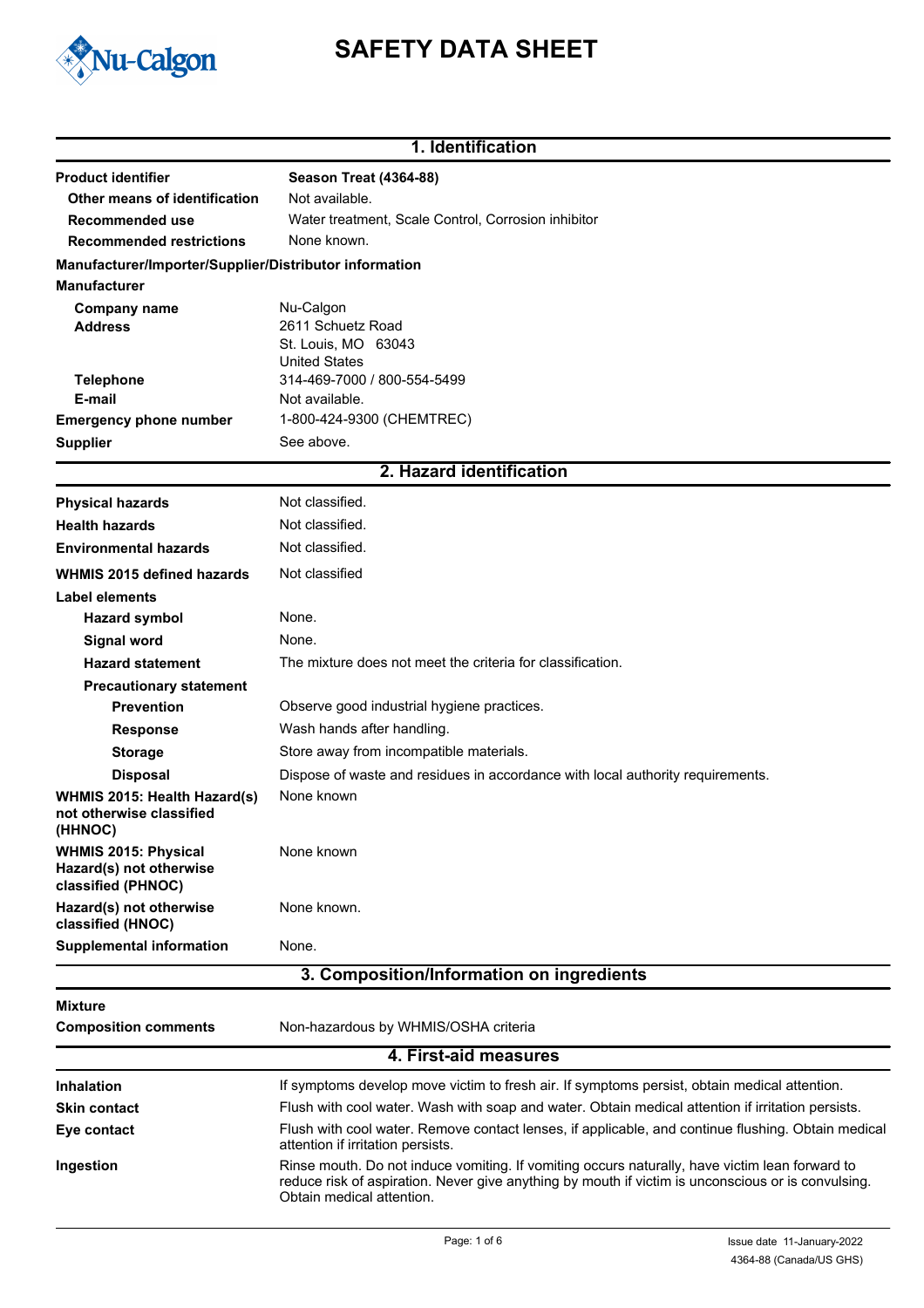# SAFETY DATA SHEET

## 1. Identification

| | |
|---|---|
| **Product identifier** | **Season Treat (4364-88)** |
| **Other means of identification** | Not available. |
| **Recommended use** | Water treatment, Scale Control, Corrosion inhibitor |
| **Recommended restrictions** | None known. |

**Manufacturer/Importer/Supplier/Distributor information**

**Manufacturer**

| | |
|---|---|
| **Company name** | Nu-Calgon |
| **Address** | 2611 Schuetz Road<br>St. Louis, MO 63043<br>United States |
| **Telephone** | 314-469-7000 / 800-554-5499 |
| **E-mail** | Not available. |
| **Emergency phone number** | 1-800-424-9300 (CHEMTREC) |
| **Supplier** | See above. |

## 2. Hazard identification

| | |
|---|---|
| **Physical hazards** | Not classified. |
| **Health hazards** | Not classified. |
| **Environmental hazards** | Not classified. |
| **WHMIS 2015 defined hazards** | Not classified |

**Label elements**

| | |
|---|---|
| **Hazard symbol** | None. |
| **Signal word** | None. |
| **Hazard statement** | The mixture does not meet the criteria for classification. |

**Precautionary statement**

| | |
|---|---|
| **Prevention** | Observe good industrial hygiene practices. |
| **Response** | Wash hands after handling. |
| **Storage** | Store away from incompatible materials. |
| **Disposal** | Dispose of waste and residues in accordance with local authority requirements. |
| **WHMIS 2015: Health Hazard(s) not otherwise classified (HHNOC)** | None known |
| **WHMIS 2015: Physical Hazard(s) not otherwise classified (PHNOC)** | None known |
| **Hazard(s) not otherwise classified (HNOC)** | None known. |
| **Supplemental information** | None. |

## 3. Composition/Information on ingredients

**Mixture**

| | |
|---|---|
| **Composition comments** | Non-hazardous by WHMIS/OSHA criteria |

## 4. First-aid measures

| | |
|---|---|
| **Inhalation** | If symptoms develop move victim to fresh air. If symptoms persist, obtain medical attention. |
| **Skin contact** | Flush with cool water. Wash with soap and water. Obtain medical attention if irritation persists. |
| **Eye contact** | Flush with cool water. Remove contact lenses, if applicable, and continue flushing. Obtain medical attention if irritation persists. |
| **Ingestion** | Rinse mouth. Do not induce vomiting. If vomiting occurs naturally, have victim lean forward to reduce risk of aspiration. Never give anything by mouth if victim is unconscious or is convulsing. Obtain medical attention. |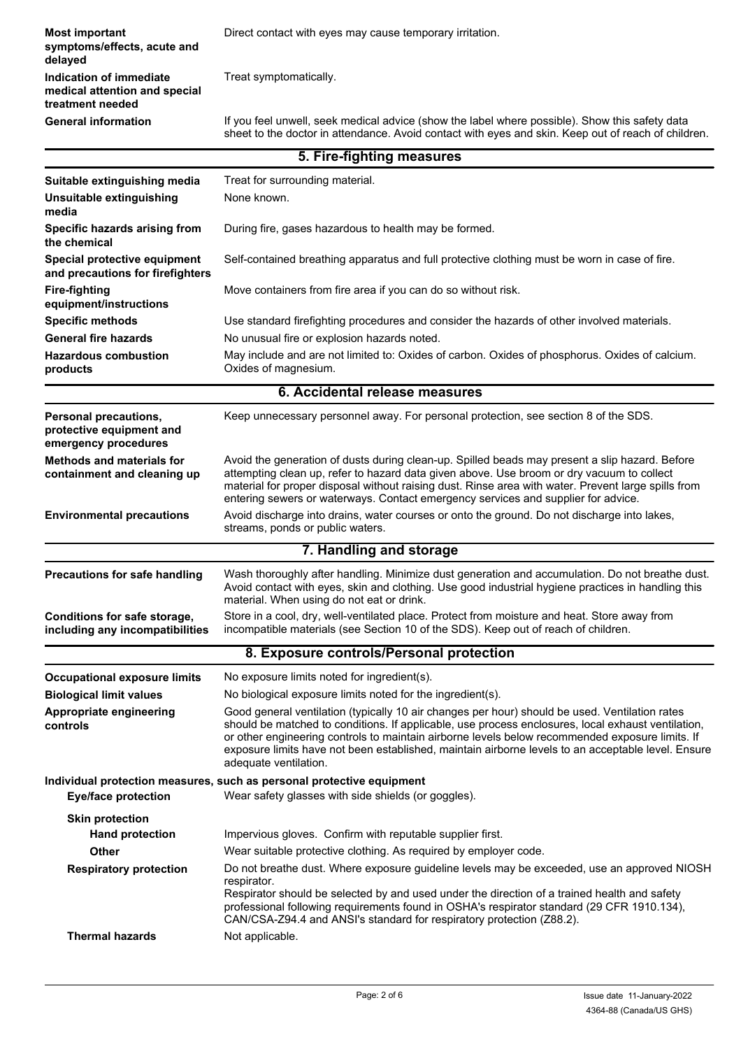| | |
|---|---|
| **Most important symptoms/effects, acute and delayed** | Direct contact with eyes may cause temporary irritation. |
| **Indication of immediate medical attention and special treatment needed** | Treat symptomatically. |
| **General information** | If you feel unwell, seek medical advice (show the label where possible). Show this safety data sheet to the doctor in attendance. Avoid contact with eyes and skin. Keep out of reach of children. |

## 5. Fire-fighting measures

| | |
|---|---|
| **Suitable extinguishing media** | Treat for surrounding material. |
| **Unsuitable extinguishing media** | None known. |
| **Specific hazards arising from the chemical** | During fire, gases hazardous to health may be formed. |
| **Special protective equipment and precautions for firefighters** | Self-contained breathing apparatus and full protective clothing must be worn in case of fire. |
| **Fire-fighting equipment/instructions** | Move containers from fire area if you can do so without risk. |
| **Specific methods** | Use standard firefighting procedures and consider the hazards of other involved materials. |
| **General fire hazards** | No unusual fire or explosion hazards noted. |
| **Hazardous combustion products** | May include and are not limited to: Oxides of carbon. Oxides of phosphorus. Oxides of calcium. Oxides of magnesium. |

## 6. Accidental release measures

| | |
|---|---|
| **Personal precautions, protective equipment and emergency procedures** | Keep unnecessary personnel away. For personal protection, see section 8 of the SDS. |
| **Methods and materials for containment and cleaning up** | Avoid the generation of dusts during clean-up. Spilled beads may present a slip hazard. Before attempting clean up, refer to hazard data given above. Use broom or dry vacuum to collect material for proper disposal without raising dust. Rinse area with water. Prevent large spills from entering sewers or waterways. Contact emergency services and supplier for advice. |
| **Environmental precautions** | Avoid discharge into drains, water courses or onto the ground. Do not discharge into lakes, streams, ponds or public waters. |

## 7. Handling and storage

| | |
|---|---|
| **Precautions for safe handling** | Wash thoroughly after handling. Minimize dust generation and accumulation. Do not breathe dust. Avoid contact with eyes, skin and clothing. Use good industrial hygiene practices in handling this material. When using do not eat or drink. |
| **Conditions for safe storage, including any incompatibilities** | Store in a cool, dry, well-ventilated place. Protect from moisture and heat. Store away from incompatible materials (see Section 10 of the SDS). Keep out of reach of children. |

## 8. Exposure controls/Personal protection

| | |
|---|---|
| **Occupational exposure limits** | No exposure limits noted for ingredient(s). |
| **Biological limit values** | No biological exposure limits noted for the ingredient(s). |
| **Appropriate engineering controls** | Good general ventilation (typically 10 air changes per hour) should be used. Ventilation rates should be matched to conditions. If applicable, use process enclosures, local exhaust ventilation, or other engineering controls to maintain airborne levels below recommended exposure limits. If exposure limits have not been established, maintain airborne levels to an acceptable level. Ensure adequate ventilation. |

**Individual protection measures, such as personal equipment**

| | |
|---|---|
| **Eye/face protection** | Wear safety glasses with side shields (or goggles). |
| **Skin protection** | |
| **Hand protection** | Impervious gloves. Confirm with reputable supplier first. |
| **Other** | Wear suitable protective clothing. As required by employer code. |
| **Respiratory protection** | Do not breathe dust. Where exposure guideline levels may be exceeded, use an approved NIOSH respirator.<br>Respirator should be selected by and used under the direction of a trained health and safety professional following requirements found in OSHA's respirator standard (29 CFR 1910.134), CAN/CSA-Z94.4 and ANSI's standard for respiratory protection (Z88.2). |
| **Thermal hazards** | Not applicable. |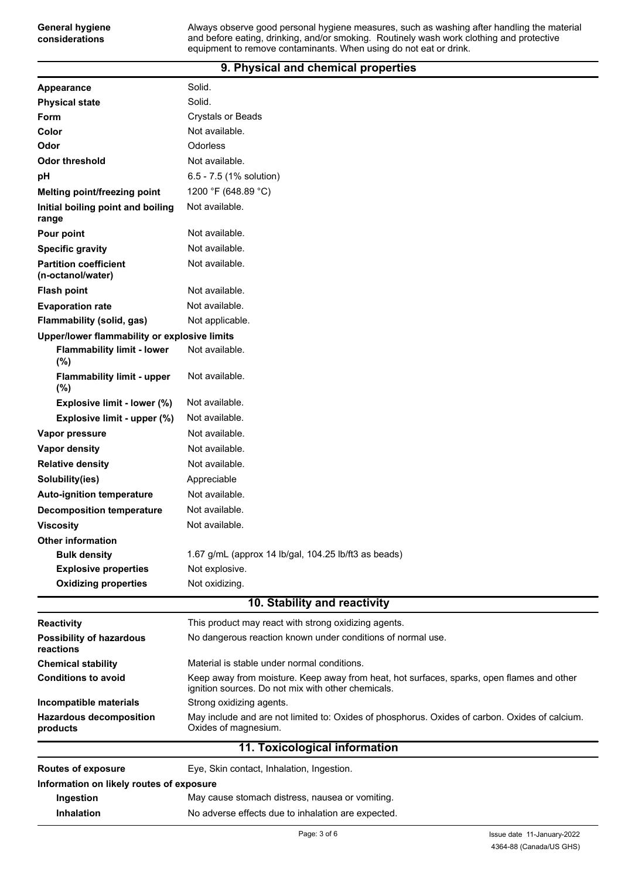| | |
|---|---|
| **General hygiene considerations** | Always observe good personal hygiene measures, such as washing after handling the material and before eating, drinking, and/or smoking. Routinely wash work clothing and protective equipment to remove contaminants. When using do not eat or drink. |

## 9. Physical and chemical properties

| | |
|---|---|
| **Appearance** | Solid. |
| **Physical state** | Solid. |
| **Form** | Crystals or Beads |
| **Color** | Not available. |
| **Odor** | Odorless |
| **Odor threshold** | Not available. |
| **pH** | 6.5 - 7.5 (1% solution) |
| **Melting point/freezing point** | 1200 °F (648.89 °C) |
| **Initial boiling point and boiling range** | Not available. |
| **Pour point** | Not available. |
| **Specific gravity** | Not available. |
| **Partition coefficient (n-octanol/water)** | Not available. |
| **Flash point** | Not available. |
| **Evaporation rate** | Not available. |
| **Flammability (solid, gas)** | Not applicable. |
| **Upper/lower flammability or explosive limits** | |
| **Flammability limit - lower (%)** | Not available. |
| **Flammability limit - upper (%)** | Not available. |
| **Explosive limit - lower (%)** | Not available. |
| **Explosive limit - upper (%)** | Not available. |
| **Vapor pressure** | Not available. |
| **Vapor density** | Not available. |
| **Relative density** | Not available. |
| **Solubility(ies)** | Appreciable |
| **Auto-ignition temperature** | Not available. |
| **Decomposition temperature** | Not available. |
| **Viscosity** | Not available. |
| **Other information** | |
| **Bulk density** | 1.67 g/mL (approx 14 lb/gal, 104.25 lb/ft3 as beads) |
| **Explosive properties** | Not explosive. |
| **Oxidizing properties** | Not oxidizing. |

## 10. Stability and reactivity

| | |
|---|---|
| **Reactivity** | This product may react with strong oxidizing agents. |
| **Possibility of hazardous reactions** | No dangerous reaction known under conditions of normal use. |
| **Chemical stability** | Material is stable under normal conditions. |
| **Conditions to avoid** | Keep away from moisture. Keep away from heat, hot surfaces, sparks, open flames and other ignition sources. Do not mix with other chemicals. |
| **Incompatible materials** | Strong oxidizing agents. |
| **Hazardous decomposition products** | May include and are not limited to: Oxides of phosphorus. Oxides of carbon. Oxides of calcium. Oxides of magnesium. |

## 11. Toxicological information

| | |
|---|---|
| **Routes of exposure** | Eye, Skin contact, Inhalation, Ingestion. |
| **Information on likely routes of exposure** | |
| **Ingestion** | May cause stomach distress, nausea or vomiting. |
| **Inhalation** | No adverse effects due to inhalation are expected. |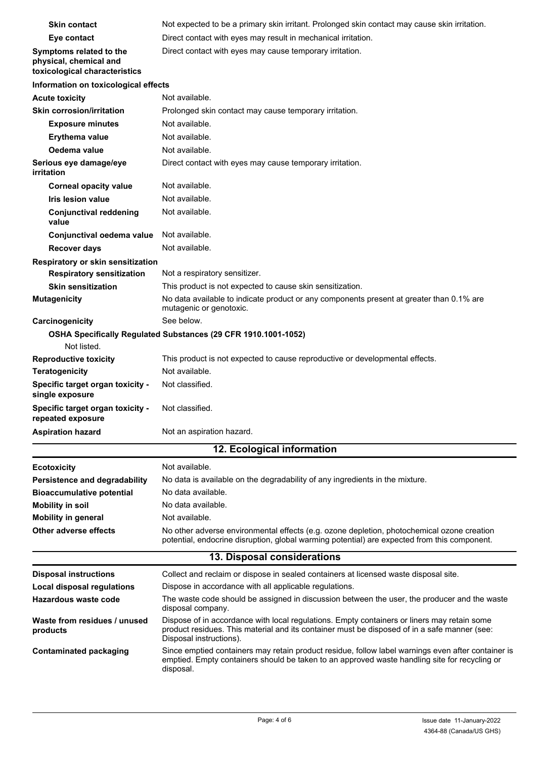**Skin contact** Not expected to be a primary skin irritant. Prolonged skin contact may cause skin irritation.

**Eye contact** Direct contact with eyes may result in mechanical irritation.

**Symptoms related to the physical, chemical and toxicological characteristics** Direct contact with eyes may cause temporary irritation.

**Information on toxicological effects**

**Acute toxicity** Not available.

**Skin corrosion/irritation** Prolonged skin contact may cause temporary irritation.

- **Exposure minutes** Not available.
- **Erythema value** Not available.
- **Oedema value** Not available.

**Serious eye damage/eye irritation** Direct contact with eyes may cause temporary irritation.

- **Corneal opacity value** Not available.
- **Iris lesion value** Not available.
- **Conjunctival reddening value** Not available.
- **Conjunctival oedema value** Not available.
- **Recover days** Not available.

**Respiratory or skin sensitization**

- **Respiratory sensitization** Not a respiratory sensitizer.
- **Skin sensitization** This product is not expected to cause skin sensitization.

**Mutagenicity** No data available to indicate product or any components present at greater than 0.1% are mutagenic or genotoxic.

**Carcinogenicity** See below.

**OSHA Specifically Regulated Substances (29 CFR 1910.1001-1052)**

Not listed.

**Reproductive toxicity** This product is not expected to cause reproductive or developmental effects.

**Teratogenicity** Not available.

**Specific target organ toxicity - single exposure** Not classified.

**Specific target organ toxicity - repeated exposure** Not classified.

**Aspiration hazard** Not an aspiration hazard.

## 12. Ecological information

**Ecotoxicity** Not available.

**Persistence and degradability** No data is available on the degradability of any ingredients in the mixture.

**Bioaccumulative potential** No data available.

**Mobility in soil** No data available.

**Mobility in general** Not available.

**Other adverse effects** No other adverse environmental effects (e.g. ozone depletion, photochemical ozone creation potential, endocrine disruption, global warming potential) are expected from this component.

## 13. Disposal considerations

**Disposal instructions** Collect and reclaim or dispose in sealed containers at licensed waste disposal site.

**Local disposal regulations** Dispose in accordance with all applicable regulations.

**Hazardous waste code** The waste code should be assigned in discussion between the user, the producer and the waste disposal company.

**Waste from residues / unused products** Dispose of in accordance with local regulations. Empty containers or liners may retain some product residues. This material and its container must be disposed of in a safe manner (see: Disposal instructions).

**Contaminated packaging** Since emptied containers may retain product residue, follow label warnings even after container is emptied. Empty containers should be taken to an approved waste handling site for recycling or disposal.

Issue date 11-January-2022
4364-88 (Canada/US GHS)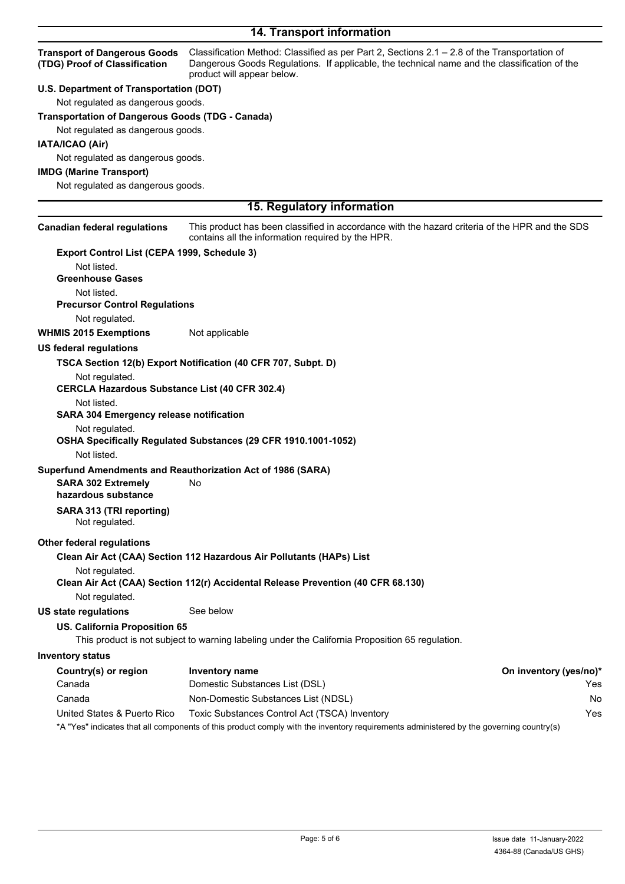## 14. Transport information

**Transport of Dangerous Goods (TDG) Proof of Classification**
Classification Method: Classified as per Part 2, Sections 2.1 – 2.8 of the Transportation of Dangerous Goods Regulations. If applicable, the technical name and the classification of the product will appear below.

**U.S. Department of Transportation (DOT)**

Not regulated as dangerous goods.

**Transportation of Dangerous Goods (TDG - Canada)**

Not regulated as dangerous goods.

**IATA/ICAO (Air)**

Not regulated as dangerous goods.

**IMDG (Marine Transport)**

Not regulated as dangerous goods.

## 15. Regulatory information

**Canadian federal regulations**
This product has been classified in accordance with the hazard criteria of the HPR and the SDS contains all the information required by the HPR.

**Export Control List (CEPA 1999, Schedule 3)**

Not listed.

**Greenhouse Gases**

Not listed.

**Precursor Control Regulations**

Not regulated.

**WHMIS 2015 Exemptions** Not applicable

**US federal regulations**

**TSCA Section 12(b) Export Notification (40 CFR 707, Subpt. D)**

Not regulated.

**CERCLA Hazardous Substance List (40 CFR 302.4)**

Not listed.

**SARA 304 Emergency release notification**

Not regulated.

**OSHA Specifically Regulated Substances (29 CFR 1910.1001-1052)**

Not listed.

**Superfund Amendments and Reauthorization Act of 1986 (SARA)**

**SARA 302 Extremely hazardous substance** No

**SARA 313 (TRI reporting)**

Not regulated.

**Other federal regulations**

**Clean Air Act (CAA) Section 112 Hazardous Air Pollutants (HAPs) List**

Not regulated.

**Clean Air Act (CAA) Section 112(r) Accidental Release Prevention (40 CFR 68.130)**

Not regulated.

**US state regulations** See below

**US. California Proposition 65**

This product is not subject to warning labeling under the California Proposition 65 regulation.

**Inventory status**

| Country(s) or region | Inventory name | On inventory (yes/no)* |
|---|---|---|
| Canada | Domestic Substances List (DSL) | Yes |
| Canada | Non-Domestic Substances List (NDSL) | No |
| United States & Puerto Rico | Toxic Substances Control Act (TSCA) Inventory | Yes |

*A "Yes" indicates that all components of this product comply with the inventory requirements administered by the governing country(s)

Issue date 11-January-2022
4364-88 (Canada/US GHS)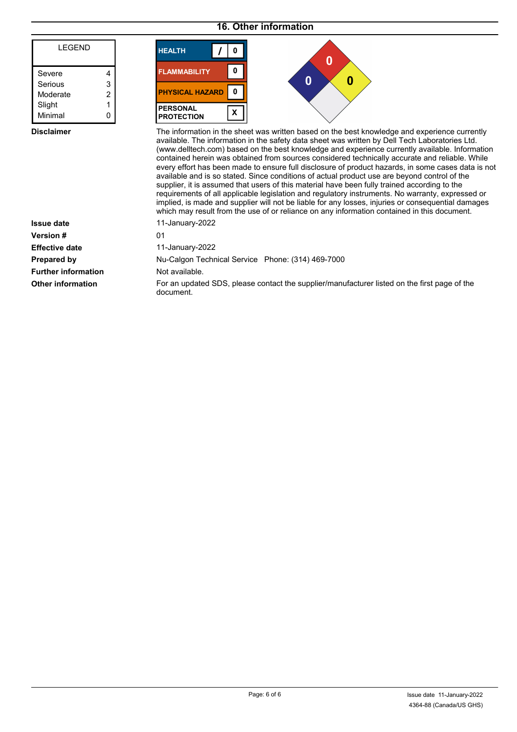## 16. Other information

| LEGEND | |
|---|---|
| Severe | 4 |
| Serious | 3 |
| Moderate | 2 |
| Slight | 1 |
| Minimal | 0 |

| | | |
|---|---|---|
| HEALTH | / | 0 |
| FLAMMABILITY | | 0 |
| PHYSICAL HAZARD | | 0 |
| PERSONAL PROTECTION | | X |

0
0
0

**Disclaimer**
The information in the sheet was written based on the best knowledge and experience currently available. The information in the safety data sheet was written by Dell Tech Laboratories Ltd. (www.delltech.com) based on the best knowledge and experience currently available. Information contained herein was obtained from sources considered technically accurate and reliable. While every effort has been made to ensure full disclosure of product hazards, in some cases data is not available and is so stated. Since conditions of actual product use are beyond control of the supplier, it is assumed that users of this material have been fully trained according to the requirements of all applicable legislation and regulatory instruments. No warranty, expressed or implied, is made and supplier will not be liable for any losses, injuries or consequential damages which may result from the use of or reliance on any information contained in this document.

**Issue date**
11-January-2022

**Version #**
01

**Effective date**
11-January-2022

**Prepared by**
Nu-Calgon Technical Service Phone: (314) 469-7000

**Further information**
Not available.

**Other information**
For an updated SDS, please contact the supplier/manufacturer listed on the first page of the document.